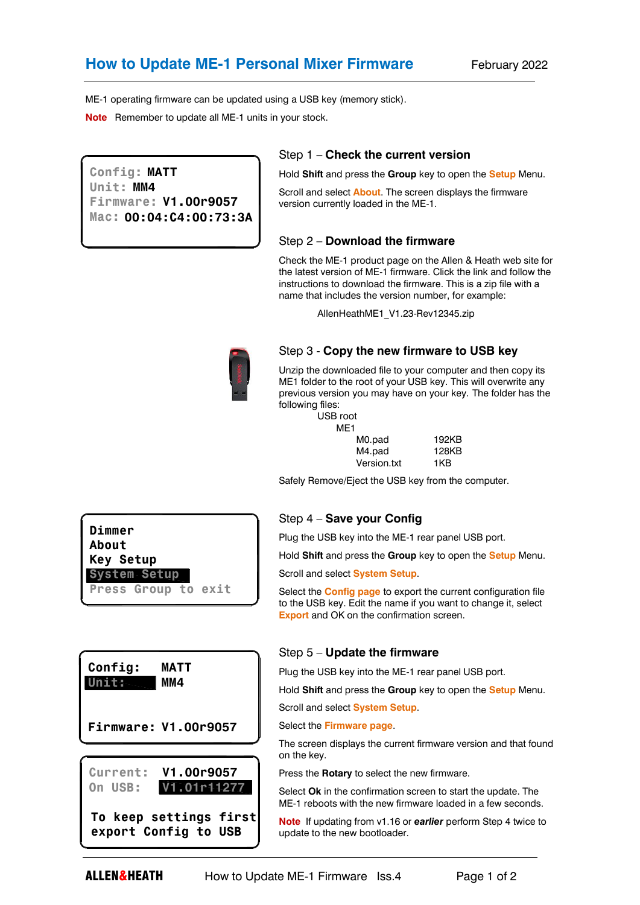# How to Update ME-1 Personal Mixer Firmware

February 2022

ME-1 operating firmware can be updated using a USB key (memory stick).

**Note** Remember to update all ME-1 units in your stock.

```
Config: MATT
Unit: MM4
Firmware: V1.00r9057
Mac: 00:04:C4:00:73:3A
```

## Step 1 – Check the current version

Hold **Shift** and press the **Group** key to open the **Setup** Menu.

Scroll and select **About**. The screen displays the firmware version currently loaded in the ME-1.

## Step 2 – Download the firmware

Check the ME-1 product page on the Allen & Heath web site for the latest version of ME-1 firmware. Click the link and follow the instructions to download the firmware. This is a zip file with a name that includes the version number, for example:

AllenHeathME1_V1.23-Rev12345.zip

## Step 3 - Copy the new firmware to USB key

Unzip the downloaded file to your computer and then copy its ME1 folder to the root of your USB key. This will overwrite any previous version you may have on your key. The folder has the following files:

USB root
- ME1
  - M0.pad 192KB
  - M4.pad 128KB
  - Version.txt 1KB

Safely Remove/Eject the USB key from the computer.

```
Dimmer
About
Key Setup
System Setup
Press Group to exit
```

## Step 4 – Save your Config

Plug the USB key into the ME-1 rear panel USB port.

Hold **Shift** and press the **Group** key to open the **Setup** Menu.

Scroll and select **System Setup**.

Select the **Config page** to export the current configuration file to the USB key. Edit the name if you want to change it, select **Export** and OK on the confirmation screen.

```
Config:   MATT
Unit:     MM4

Firmware: V1.00r9057
```

```
Current:  V1.00r9057
On USB:   V1.01r11277

To keep settings first
export Config to USB
```

## Step 5 – Update the firmware

Plug the USB key into the ME-1 rear panel USB port.

Hold **Shift** and press the **Group** key to open the **Setup** Menu.

Scroll and select **System Setup**.

Select the **Firmware page**.

The screen displays the current firmware version and that found on the key.

Press the **Rotary** to select the new firmware.

Select **Ok** in the confirmation screen to start the update. The ME-1 reboots with the new firmware loaded in a few seconds.

**Note** If updating from v1.16 or ***earlier*** perform Step 4 twice to update to the new bootloader.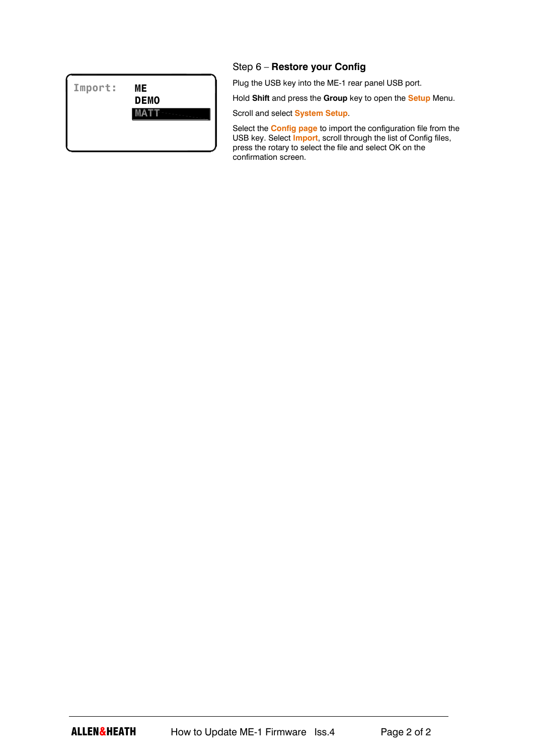Import: ME
DEMO
MATT

## Step 6 – Restore your Config

Plug the USB key into the ME-1 rear panel USB port.

Hold **Shift** and press the **Group** key to open the **Setup** Menu.

Scroll and select **System Setup**.

Select the **Config page** to import the configuration file from the USB key. Select **Import**, scroll through the list of Config files, press the rotary to select the file and select OK on the confirmation screen.